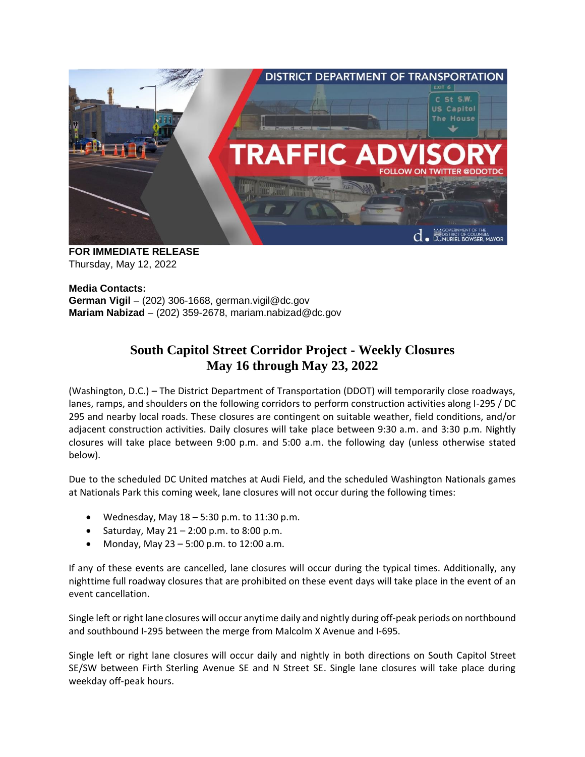**FOR IMMEDIATE RELEASE**
Thursday, May 12, 2022

**Media Contacts:**
**German Vigil** – (202) 306-1668, german.vigil@dc.gov
**Mariam Nabizad** – (202) 359-2678, mariam.nabizad@dc.gov

# South Capitol Street Corridor Project - Weekly Closures
# May 16 through May 23, 2022

(Washington, D.C.) – The District Department of Transportation (DDOT) will temporarily close roadways, lanes, ramps, and shoulders on the following corridors to perform construction activities along I-295 / DC 295 and nearby local roads. These closures are contingent on suitable weather, field conditions, and/or adjacent construction activities. Daily closures will take place between 9:30 a.m. and 3:30 p.m. Nightly closures will take place between 9:00 p.m. and 5:00 a.m. the following day (unless otherwise stated below).

Due to the scheduled DC United matches at Audi Field, and the scheduled Washington Nationals games at Nationals Park this coming week, lane closures will not occur during the following times:

- Wednesday, May 18 – 5:30 p.m. to 11:30 p.m.
- Saturday, May 21 – 2:00 p.m. to 8:00 p.m.
- Monday, May 23 – 5:00 p.m. to 12:00 a.m.

If any of these events are cancelled, lane closures will occur during the typical times. Additionally, any nighttime full roadway closures that are prohibited on these event days will take place in the event of an event cancellation.

Single left or right lane closures will occur anytime daily and nightly during off-peak periods on northbound and southbound I-295 between the merge from Malcolm X Avenue and I-695.

Single left or right lane closures will occur daily and nightly in both directions on South Capitol Street SE/SW between Firth Sterling Avenue SE and N Street SE. Single lane closures will take place during weekday off-peak hours.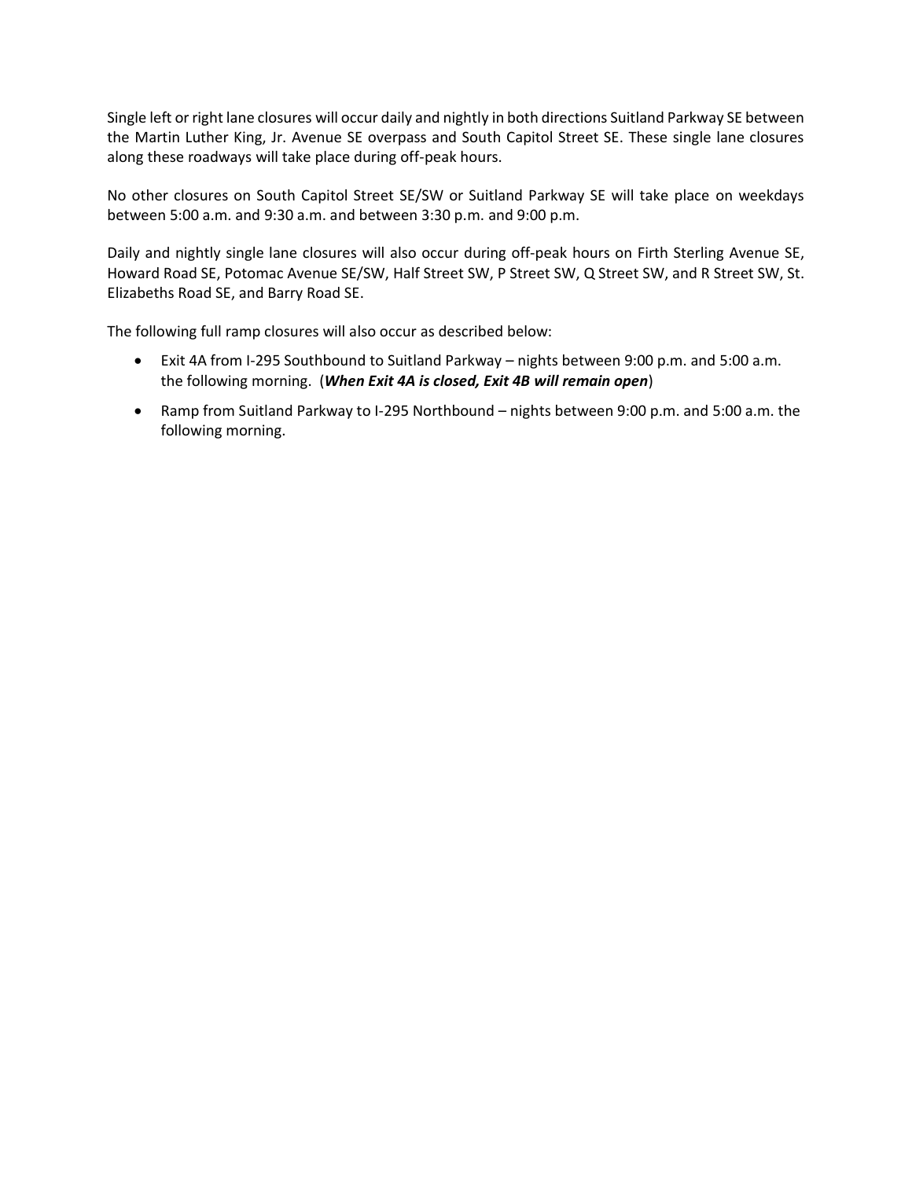Single left or right lane closures will occur daily and nightly in both directions Suitland Parkway SE between the Martin Luther King, Jr. Avenue SE overpass and South Capitol Street SE. These single lane closures along these roadways will take place during off-peak hours.

No other closures on South Capitol Street SE/SW or Suitland Parkway SE will take place on weekdays between 5:00 a.m. and 9:30 a.m. and between 3:30 p.m. and 9:00 p.m.

Daily and nightly single lane closures will also occur during off-peak hours on Firth Sterling Avenue SE, Howard Road SE, Potomac Avenue SE/SW, Half Street SW, P Street SW, Q Street SW, and R Street SW, St. Elizabeths Road SE, and Barry Road SE.

The following full ramp closures will also occur as described below:

- Exit 4A from I-295 Southbound to Suitland Parkway – nights between 9:00 p.m. and 5:00 a.m. the following morning. (***When Exit 4A is closed, Exit 4B will remain open***)
- Ramp from Suitland Parkway to I-295 Northbound – nights between 9:00 p.m. and 5:00 a.m. the following morning.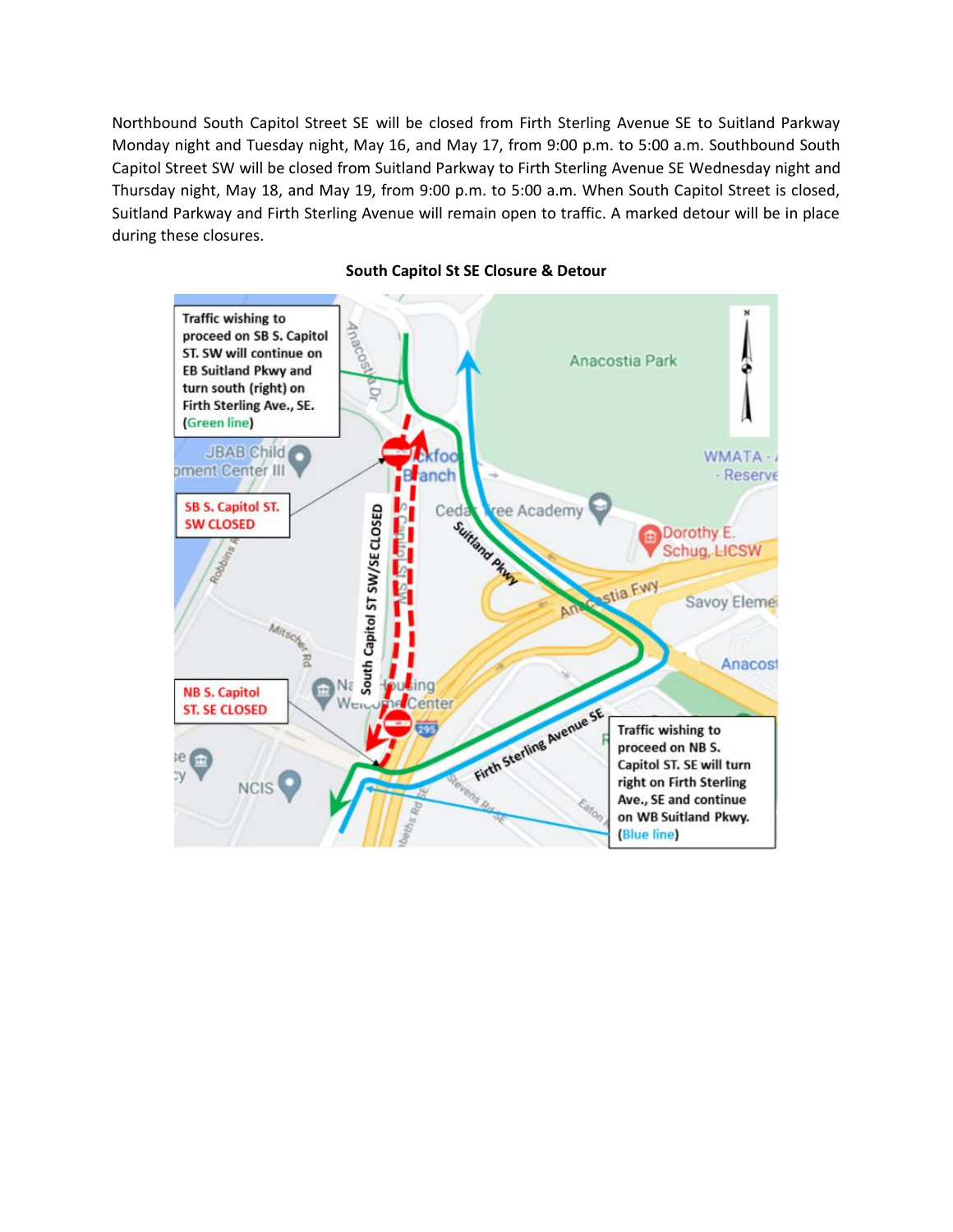Northbound South Capitol Street SE will be closed from Firth Sterling Avenue SE to Suitland Parkway Monday night and Tuesday night, May 16, and May 17, from 9:00 p.m. to 5:00 a.m. Southbound South Capitol Street SW will be closed from Suitland Parkway to Firth Sterling Avenue SE Wednesday night and Thursday night, May 18, and May 19, from 9:00 p.m. to 5:00 a.m. When South Capitol Street is closed, Suitland Parkway and Firth Sterling Avenue will remain open to traffic. A marked detour will be in place during these closures.

**South Capitol St SE Closure & Detour**

Traffic wishing to proceed on SB S. Capitol ST. SW will continue on EB Suitland Pkwy and turn south (right) on Firth Sterling Ave., SE. (Green line)

SB S. Capitol ST. SW CLOSED

South Capitol ST SW/SE CLOSED

NB S. Capitol ST. SE CLOSED

Traffic wishing to proceed on NB S. Capitol ST. SE will turn right on Firth Sterling Ave., SE and continue on WB Suitland Pkwy. (Blue line)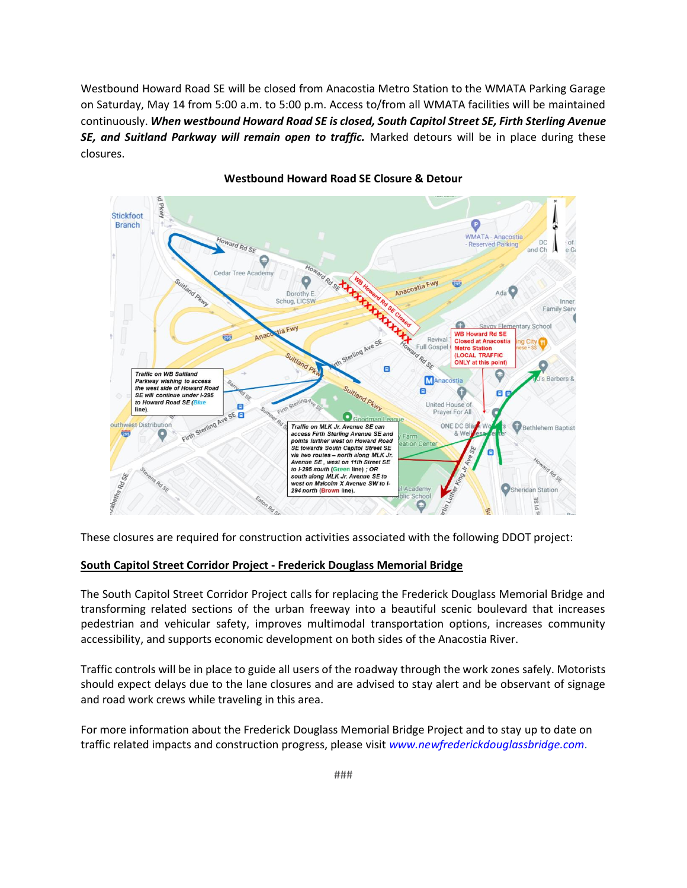Westbound Howard Road SE will be closed from Anacostia Metro Station to the WMATA Parking Garage on Saturday, May 14 from 5:00 a.m. to 5:00 p.m. Access to/from all WMATA facilities will be maintained continuously. ***When westbound Howard Road SE is closed, South Capitol Street SE, Firth Sterling Avenue SE, and Suitland Parkway will remain open to traffic.*** Marked detours will be in place during these closures.

**Westbound Howard Road SE Closure & Detour**

Traffic on WB Suitland Parkway wishing to access the west side of Howard Road SE will continue under I-295 to Howard Road SE (Blue line).

WB Howard Rd SE Closed

WB Howard Rd SE Closed at Anacostia Metro Station (LOCAL TRAFFIC ONLY at this point)

Traffic on MLK Jr. Avenue SE can access Firth Sterling Avenue SE and points further west on Howard Road SE towards South Capitol Street SE via two routes – north along MLK Jr. Avenue SE, west on 11th Street SE to I-295 south (Green line) ; OR south along MLK Jr. Avenue SE to west on Malcolm X Avenue SW to I-294 north (Brown line).

These closures are required for construction activities associated with the following DDOT project:

**South Capitol Street Corridor Project - Frederick Douglass Memorial Bridge**

The South Capitol Street Corridor Project calls for replacing the Frederick Douglass Memorial Bridge and transforming related sections of the urban freeway into a beautiful scenic boulevard that increases pedestrian and vehicular safety, improves multimodal transportation options, increases community accessibility, and supports economic development on both sides of the Anacostia River.

Traffic controls will be in place to guide all users of the roadway through the work zones safely. Motorists should expect delays due to the lane closures and are advised to stay alert and be observant of signage and road work crews while traveling in this area.

For more information about the Frederick Douglass Memorial Bridge Project and to stay up to date on traffic related impacts and construction progress, please visit *www.newfrederickdouglassbridge.com*.

###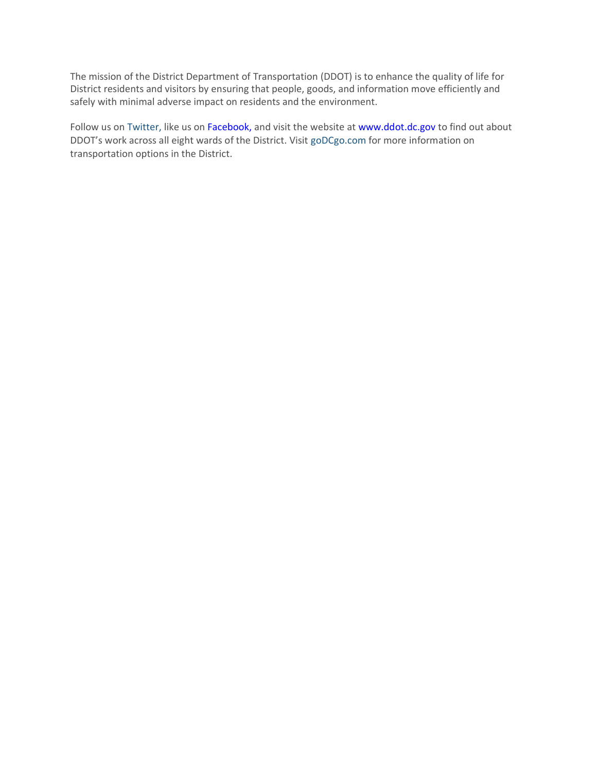The mission of the District Department of Transportation (DDOT) is to enhance the quality of life for District residents and visitors by ensuring that people, goods, and information move efficiently and safely with minimal adverse impact on residents and the environment.

Follow us on Twitter, like us on Facebook, and visit the website at www.ddot.dc.gov to find out about DDOT's work across all eight wards of the District. Visit goDCgo.com for more information on transportation options in the District.